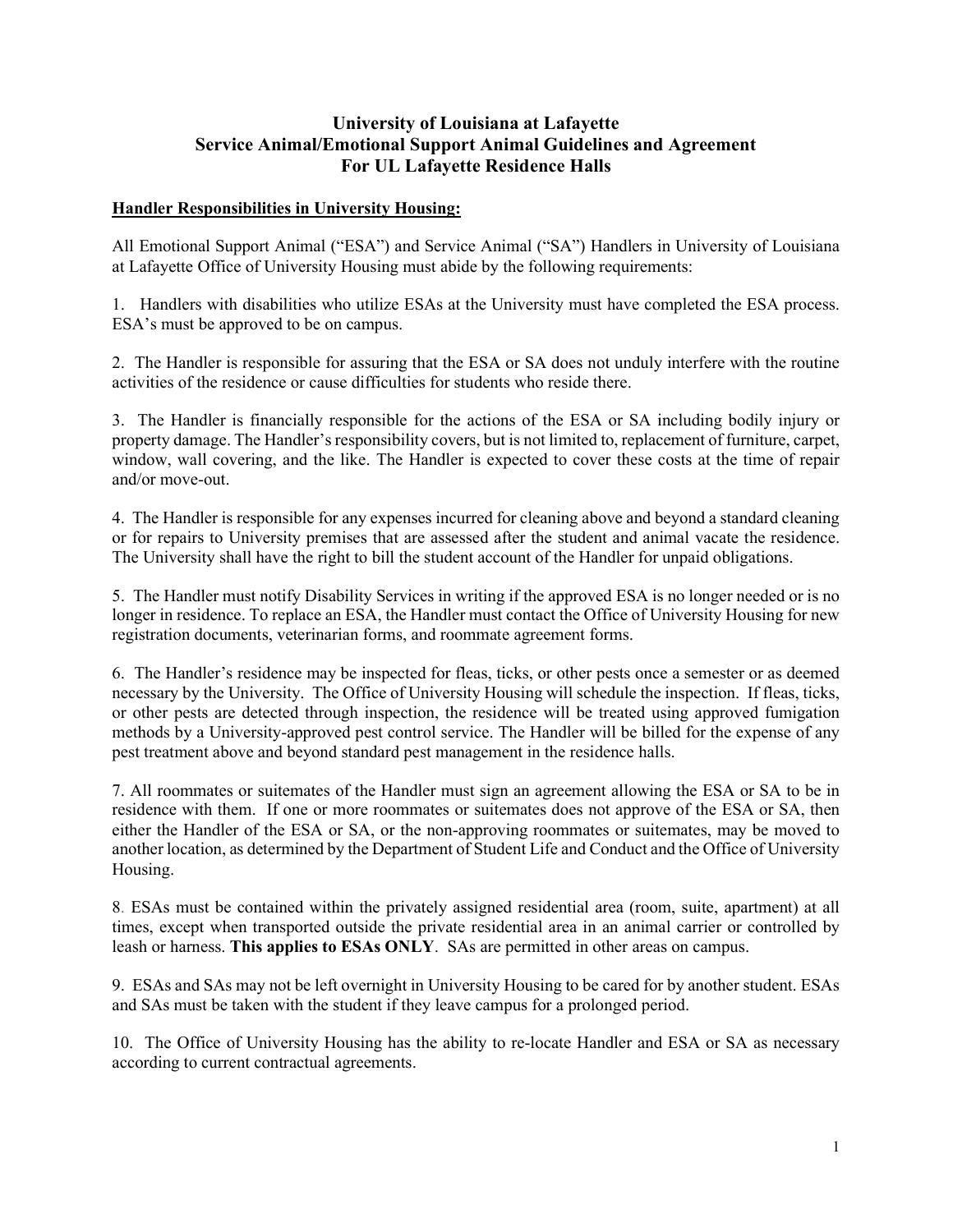# University of Louisiana at Lafayette
# Service Animal/Emotional Support Animal Guidelines and Agreement
# For UL Lafayette Residence Halls

## Handler Responsibilities in University Housing:

All Emotional Support Animal ("ESA") and Service Animal ("SA") Handlers in University of Louisiana at Lafayette Office of University Housing must abide by the following requirements:

1. Handlers with disabilities who utilize ESAs at the University must have completed the ESA process. ESA's must be approved to be on campus.

2. The Handler is responsible for assuring that the ESA or SA does not unduly interfere with the routine activities of the residence or cause difficulties for students who reside there.

3. The Handler is financially responsible for the actions of the ESA or SA including bodily injury or property damage. The Handler's responsibility covers, but is not limited to, replacement of furniture, carpet, window, wall covering, and the like. The Handler is expected to cover these costs at the time of repair and/or move-out.

4. The Handler is responsible for any expenses incurred for cleaning above and beyond a standard cleaning or for repairs to University premises that are assessed after the student and animal vacate the residence. The University shall have the right to bill the student account of the Handler for unpaid obligations.

5. The Handler must notify Disability Services in writing if the approved ESA is no longer needed or is no longer in residence. To replace an ESA, the Handler must contact the Office of University Housing for new registration documents, veterinarian forms, and roommate agreement forms.

6. The Handler's residence may be inspected for fleas, ticks, or other pests once a semester or as deemed necessary by the University. The Office of University Housing will schedule the inspection. If fleas, ticks, or other pests are detected through inspection, the residence will be treated using approved fumigation methods by a University-approved pest control service. The Handler will be billed for the expense of any pest treatment above and beyond standard pest management in the residence halls.

7. All roommates or suitemates of the Handler must sign an agreement allowing the ESA or SA to be in residence with them. If one or more roommates or suitemates does not approve of the ESA or SA, then either the Handler of the ESA or SA, or the non-approving roommates or suitemates, may be moved to another location, as determined by the Department of Student Life and Conduct and the Office of University Housing.

8. ESAs must be contained within the privately assigned residential area (room, suite, apartment) at all times, except when transported outside the private residential area in an animal carrier or controlled by leash or harness. **This applies to ESAs ONLY**. SAs are permitted in other areas on campus.

9. ESAs and SAs may not be left overnight in University Housing to be cared for by another student. ESAs and SAs must be taken with the student if they leave campus for a prolonged period.

10. The Office of University Housing has the ability to re-locate Handler and ESA or SA as necessary according to current contractual agreements.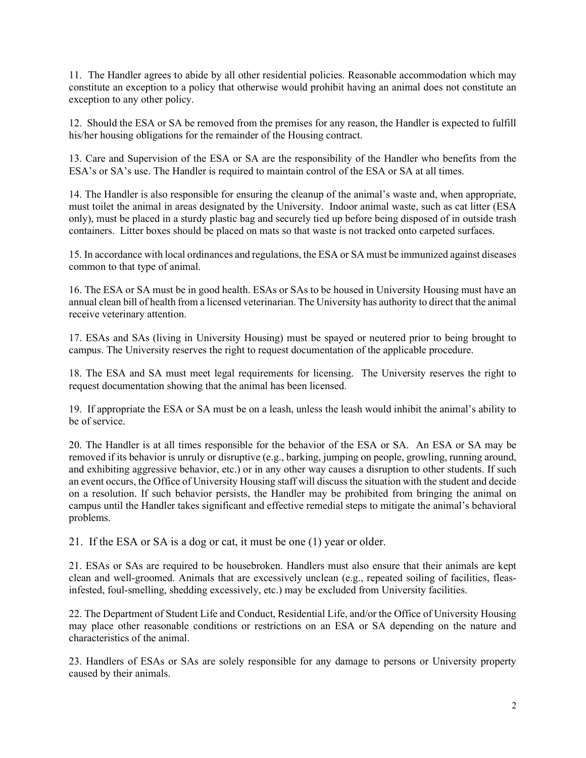11. The Handler agrees to abide by all other residential policies. Reasonable accommodation which may constitute an exception to a policy that otherwise would prohibit having an animal does not constitute an exception to any other policy.

12. Should the ESA or SA be removed from the premises for any reason, the Handler is expected to fulfill his/her housing obligations for the remainder of the Housing contract.

13. Care and Supervision of the ESA or SA are the responsibility of the Handler who benefits from the ESA's or SA's use. The Handler is required to maintain control of the ESA or SA at all times.

14. The Handler is also responsible for ensuring the cleanup of the animal's waste and, when appropriate, must toilet the animal in areas designated by the University. Indoor animal waste, such as cat litter (ESA only), must be placed in a sturdy plastic bag and securely tied up before being disposed of in outside trash containers. Litter boxes should be placed on mats so that waste is not tracked onto carpeted surfaces.

15. In accordance with local ordinances and regulations, the ESA or SA must be immunized against diseases common to that type of animal.

16. The ESA or SA must be in good health. ESAs or SAs to be housed in University Housing must have an annual clean bill of health from a licensed veterinarian. The University has authority to direct that the animal receive veterinary attention.

17. ESAs and SAs (living in University Housing) must be spayed or neutered prior to being brought to campus. The University reserves the right to request documentation of the applicable procedure.

18. The ESA and SA must meet legal requirements for licensing. The University reserves the right to request documentation showing that the animal has been licensed.

19. If appropriate the ESA or SA must be on a leash, unless the leash would inhibit the animal's ability to be of service.

20. The Handler is at all times responsible for the behavior of the ESA or SA. An ESA or SA may be removed if its behavior is unruly or disruptive (e.g., barking, jumping on people, growling, running around, and exhibiting aggressive behavior, etc.) or in any other way causes a disruption to other students. If such an event occurs, the Office of University Housing staff will discuss the situation with the student and decide on a resolution. If such behavior persists, the Handler may be prohibited from bringing the animal on campus until the Handler takes significant and effective remedial steps to mitigate the animal's behavioral problems.

21. If the ESA or SA is a dog or cat, it must be one (1) year or older.

21. ESAs or SAs are required to be housebroken. Handlers must also ensure that their animals are kept clean and well-groomed. Animals that are excessively unclean (e.g., repeated soiling of facilities, fleas-infested, foul-smelling, shedding excessively, etc.) may be excluded from University facilities.

22. The Department of Student Life and Conduct, Residential Life, and/or the Office of University Housing may place other reasonable conditions or restrictions on an ESA or SA depending on the nature and characteristics of the animal.

23. Handlers of ESAs or SAs are solely responsible for any damage to persons or University property caused by their animals.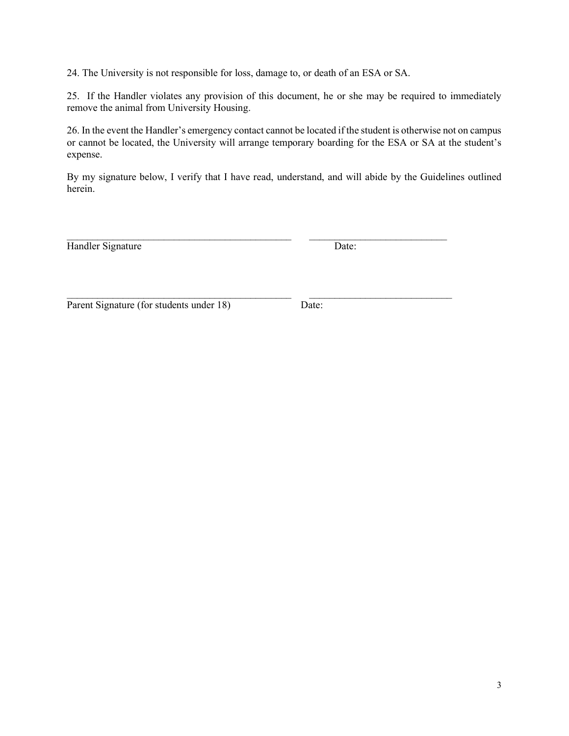24. The University is not responsible for loss, damage to, or death of an ESA or SA.

25. If the Handler violates any provision of this document, he or she may be required to immediately remove the animal from University Housing.

26. In the event the Handler's emergency contact cannot be located if the student is otherwise not on campus or cannot be located, the University will arrange temporary boarding for the ESA or SA at the student's expense.

By my signature below, I verify that I have read, understand, and will abide by the Guidelines outlined herein.

_______________________________________________ ____________________________

Handler Signature Date:

_______________________________________________ ____________________________

Parent Signature (for students under 18) Date: